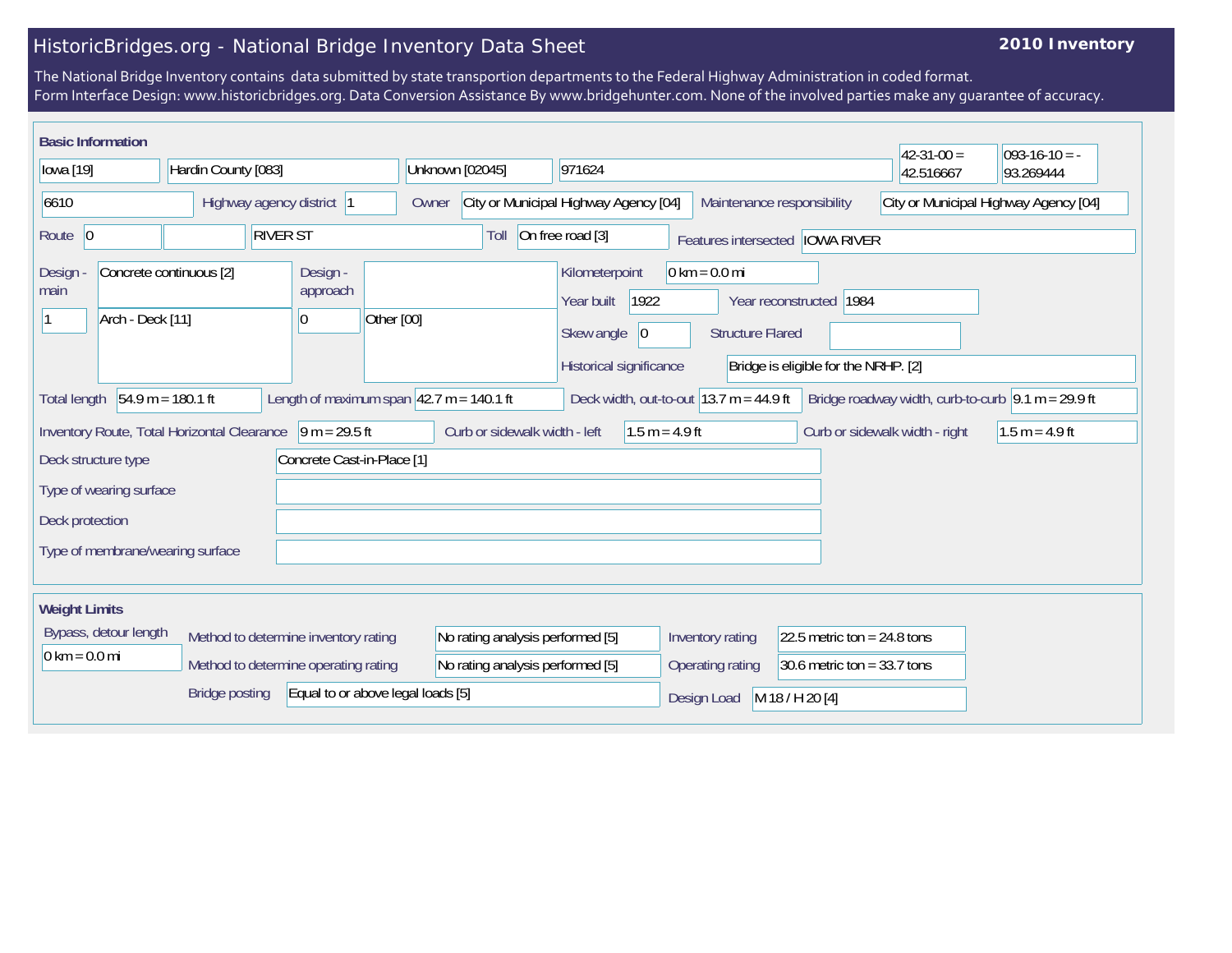# HistoricBridges.org - National Bridge Inventory Data Sheet

**2010 Inventory**

The National Bridge Inventory contains data submitted by state transportion departments to the Federal Highway Administration in coded format.
Form Interface Design: www.historicbridges.org. Data Conversion Assistance By www.bridgehunter.com. None of the involved parties make any guarantee of accuracy.

## Basic Information

| | | | | | |
|---|---|---|---|---|---|
| Iowa [19] | Hardin County [083] | Unknown [02045] | 971624 | 42-31-00 = 42.516667 | 093-16-10 = -93.269444 |

| Field | Value |
|---|---|
| Structure number | 6610 |
| Highway agency district | 1 |
| Owner | City or Municipal Highway Agency [04] |
| Maintenance responsibility | City or Municipal Highway Agency [04] |
| Route | 0 |
| Route name | RIVER ST |
| Toll | On free road [3] |
| Features intersected | IOWA RIVER |
| Design - main | Concrete continuous [2] |
| Design - main (spans) | 1 — Arch - Deck [11] |
| Design - approach | |
| Design - approach (spans) | 0 — Other [00] |
| Kilometerpoint | 0 km = 0.0 mi |
| Year built | 1922 |
| Year reconstructed | 1984 |
| Skew angle | 0 |
| Structure Flared | |
| Historical significance | Bridge is eligible for the NRHP. [2] |
| Total length | 54.9 m = 180.1 ft |
| Length of maximum span | 42.7 m = 140.1 ft |
| Deck width, out-to-out | 13.7 m = 44.9 ft |
| Bridge roadway width, curb-to-curb | 9.1 m = 29.9 ft |
| Inventory Route, Total Horizontal Clearance | 9 m = 29.5 ft |
| Curb or sidewalk width - left | 1.5 m = 4.9 ft |
| Curb or sidewalk width - right | 1.5 m = 4.9 ft |
| Deck structure type | Concrete Cast-in-Place [1] |
| Type of wearing surface | |
| Deck protection | |
| Type of membrane/wearing surface | |

## Weight Limits

| Field | Value |
|---|---|
| Bypass, detour length | 0 km = 0.0 mi |
| Method to determine inventory rating | No rating analysis performed [5] |
| Method to determine operating rating | No rating analysis performed [5] |
| Bridge posting | Equal to or above legal loads [5] |
| Inventory rating | 22.5 metric ton = 24.8 tons |
| Operating rating | 30.6 metric ton = 33.7 tons |
| Design Load | M 18 / H 20 [4] |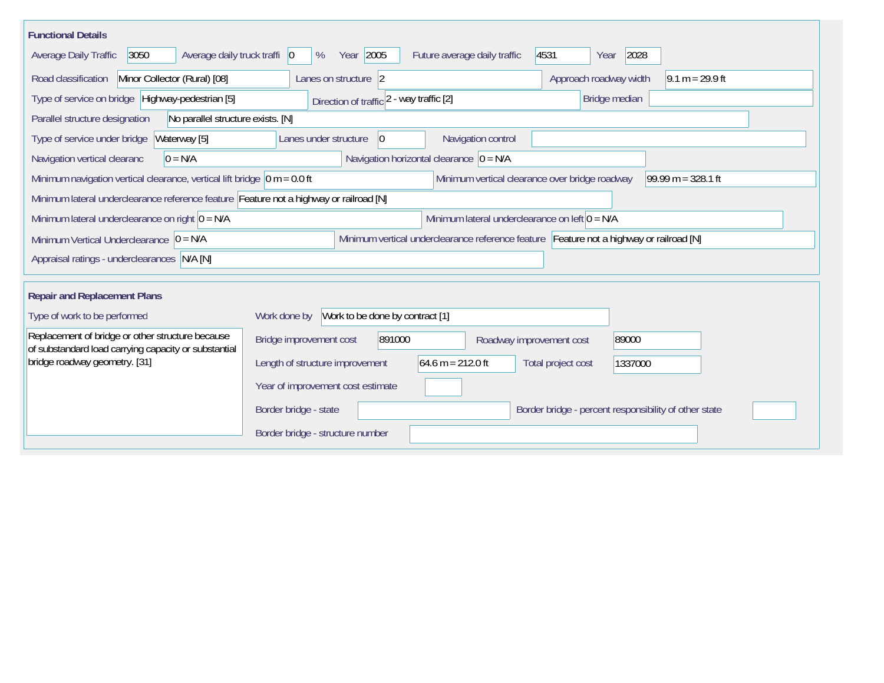## Functional Details

Average Daily Traffic: 3050
Average daily truck traffi: 0 %
Year: 2005
Future average daily traffic: 4531
Year: 2028

Road classification: Minor Collector (Rural) [08]
Lanes on structure: 2
Approach roadway width: 9.1 m = 29.9 ft

Type of service on bridge: Highway-pedestrian [5]
Direction of traffic: 2 - way traffic [2]
Bridge median:

Parallel structure designation: No parallel structure exists. [N]

Type of service under bridge: Waterway [5]
Lanes under structure: 0
Navigation control:

Navigation vertical clearanc: 0 = N/A
Navigation horizontal clearance: 0 = N/A

Minimum navigation vertical clearance, vertical lift bridge: 0 m = 0.0 ft
Minimum vertical clearance over bridge roadway: 99.99 m = 328.1 ft

Minimum lateral underclearance reference feature: Feature not a highway or railroad [N]

Minimum lateral underclearance on right: 0 = N/A
Minimum lateral underclearance on left: 0 = N/A

Minimum Vertical Underclearance: 0 = N/A
Minimum vertical underclearance reference feature: Feature not a highway or railroad [N]

Appraisal ratings - underclearances: N/A [N]

## Repair and Replacement Plans

Type of work to be performed: Replacement of bridge or other structure because of substandard load carrying capacity or substantial bridge roadway geometry. [31]

Work done by: Work to be done by contract [1]

Bridge improvement cost: 891000
Roadway improvement cost: 89000

Length of structure improvement: 64.6 m = 212.0 ft
Total project cost: 1337000

Year of improvement cost estimate:

Border bridge - state:
Border bridge - percent responsibility of other state:

Border bridge - structure number: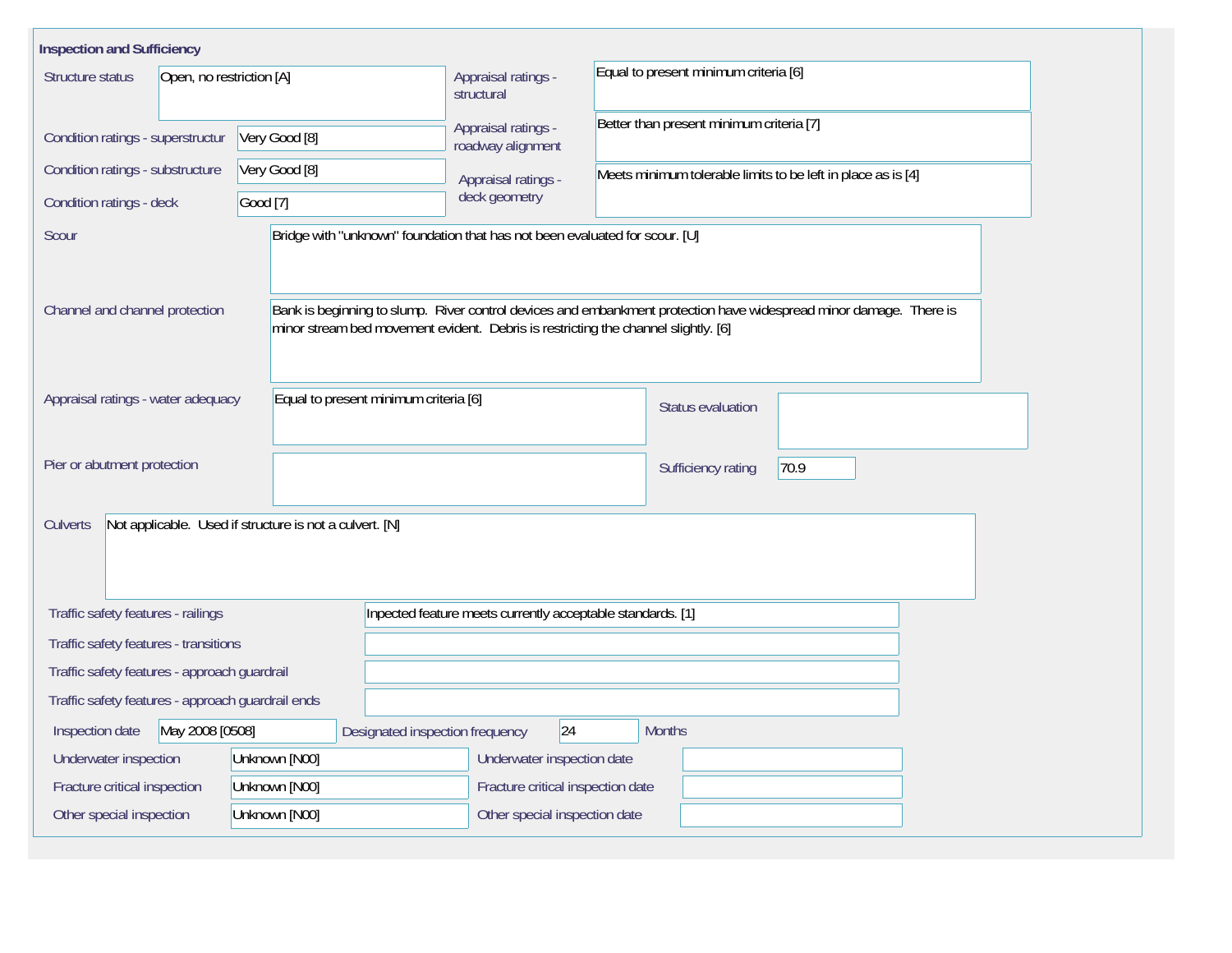## Inspection and Sufficiency

| | |
|---|---|
| Structure status | Open, no restriction [A] |
| Appraisal ratings - structural | Equal to present minimum criteria [6] |
| Condition ratings - superstructur | Very Good [8] |
| Appraisal ratings - roadway alignment | Better than present minimum criteria [7] |
| Condition ratings - substructure | Very Good [8] |
| Appraisal ratings - deck geometry | Meets minimum tolerable limits to be left in place as is [4] |
| Condition ratings - deck | Good [7] |
| Scour | Bridge with "unknown" foundation that has not been evaluated for scour. [U] |
| Channel and channel protection | Bank is beginning to slump. River control devices and embankment protection have widespread minor damage. There is minor stream bed movement evident. Debris is restricting the channel slightly. [6] |
| Appraisal ratings - water adequacy | Equal to present minimum criteria [6] |
| Status evaluation | |
| Pier or abutment protection | |
| Sufficiency rating | 70.9 |
| Culverts | Not applicable. Used if structure is not a culvert. [N] |
| Traffic safety features - railings | Inpected feature meets currently acceptable standards. [1] |
| Traffic safety features - transitions | |
| Traffic safety features - approach guardrail | |
| Traffic safety features - approach guardrail ends | |
| Inspection date | May 2008 [0508] |
| Designated inspection frequency | 24 Months |
| Underwater inspection | Unknown [N00] |
| Underwater inspection date | |
| Fracture critical inspection | Unknown [N00] |
| Fracture critical inspection date | |
| Other special inspection | Unknown [N00] |
| Other special inspection date | |